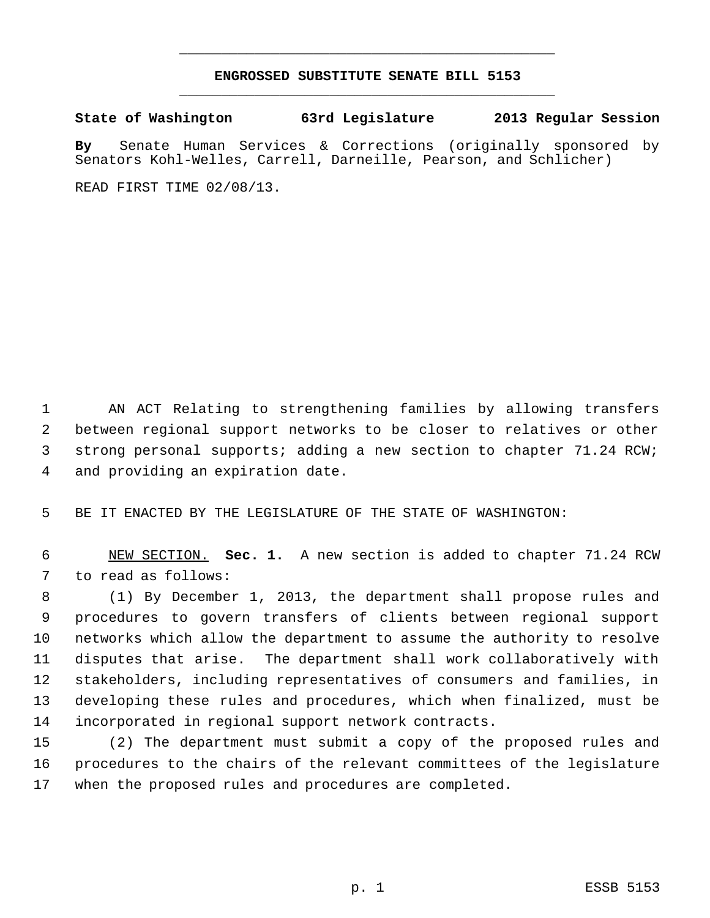# ENGROSSED SUBSTITUTE SENATE BILL 5153

**State of Washington 63rd Legislature 2013 Regular Session**

**By** Senate Human Services & Corrections (originally sponsored by Senators Kohl-Welles, Carrell, Darneille, Pearson, and Schlicher)

READ FIRST TIME 02/08/13.

AN ACT Relating to strengthening families by allowing transfers between regional support networks to be closer to relatives or other strong personal supports; adding a new section to chapter 71.24 RCW; and providing an expiration date.

BE IT ENACTED BY THE LEGISLATURE OF THE STATE OF WASHINGTON:

NEW SECTION. **Sec. 1.** A new section is added to chapter 71.24 RCW to read as follows:

(1) By December 1, 2013, the department shall propose rules and procedures to govern transfers of clients between regional support networks which allow the department to assume the authority to resolve disputes that arise. The department shall work collaboratively with stakeholders, including representatives of consumers and families, in developing these rules and procedures, which when finalized, must be incorporated in regional support network contracts.

(2) The department must submit a copy of the proposed rules and procedures to the chairs of the relevant committees of the legislature when the proposed rules and procedures are completed.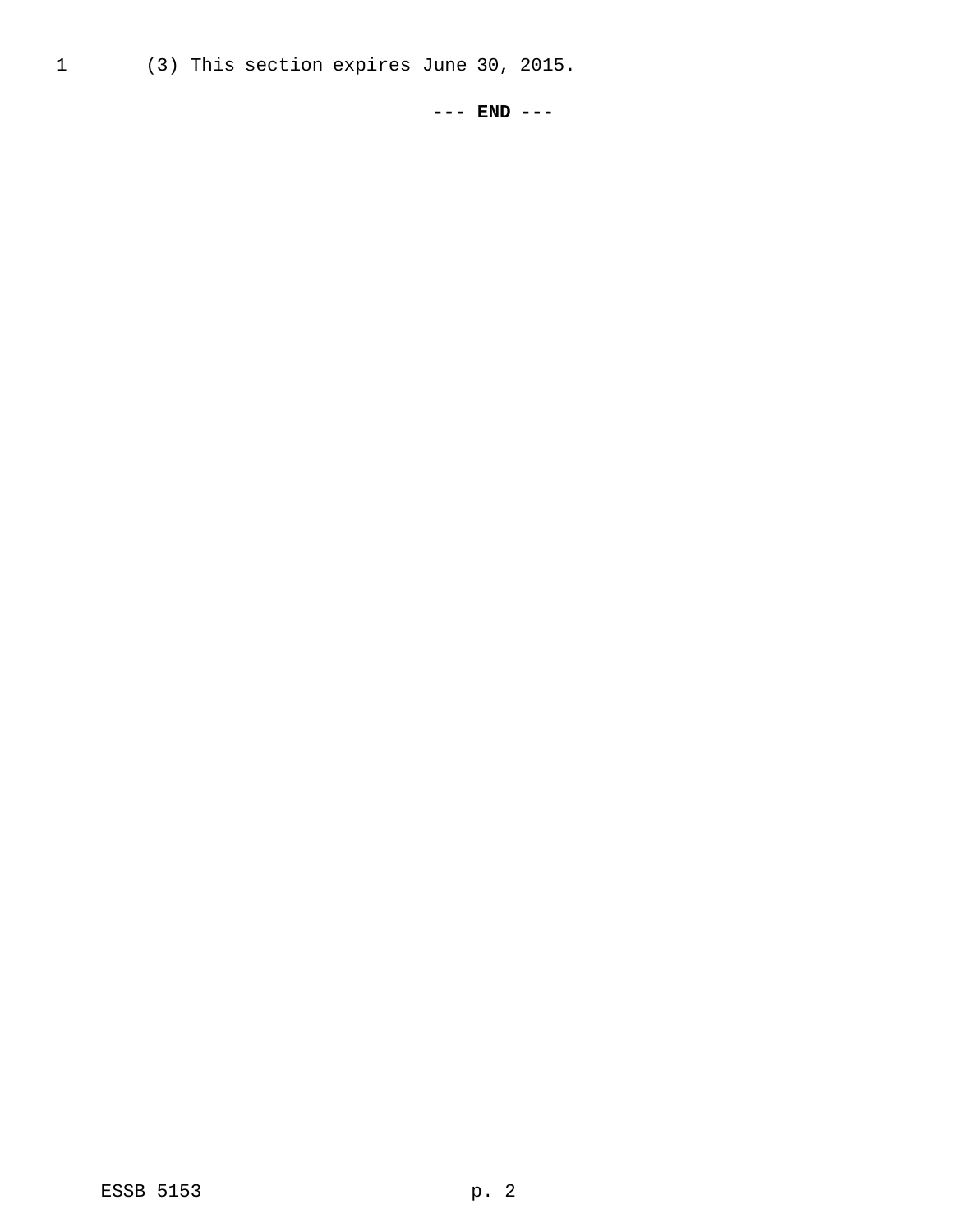(3) This section expires June 30, 2015.

**--- END ---**